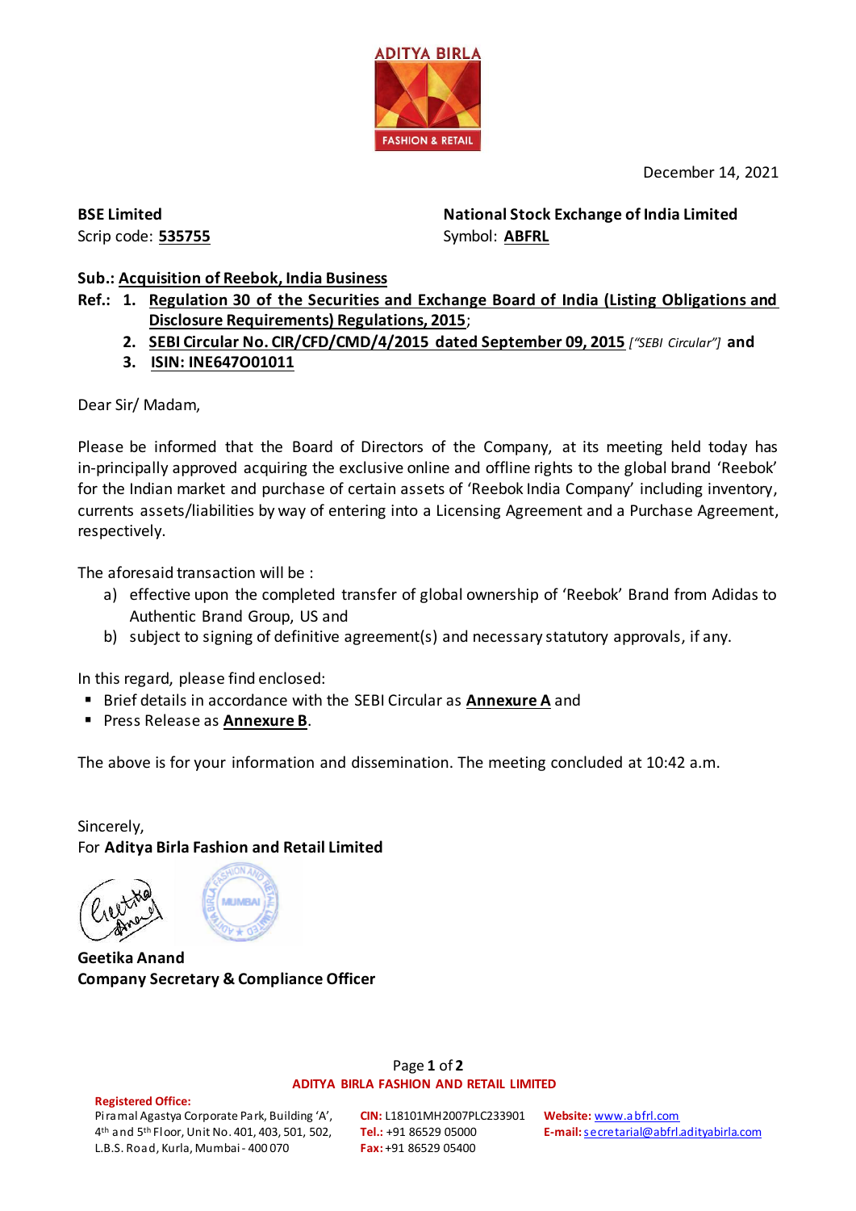December 14, 2021

**BSE Limited**
Scrip code: **535755**

**National Stock Exchange of India Limited**
Symbol: **ABFRL**

**Sub.: Acquisition of Reebok, India Business**

**Ref.:**
1. **Regulation 30 of the Securities and Exchange Board of India (Listing Obligations and Disclosure Requirements) Regulations, 2015**;
2. **SEBI Circular No. CIR/CFD/CMD/4/2015 dated September 09, 2015** *["SEBI Circular"]* **and**
3. **ISIN: INE647O01011**

Dear Sir/ Madam,

Please be informed that the Board of Directors of the Company, at its meeting held today has in-principally approved acquiring the exclusive online and offline rights to the global brand 'Reebok' for the Indian market and purchase of certain assets of 'Reebok India Company' including inventory, currents assets/liabilities by way of entering into a Licensing Agreement and a Purchase Agreement, respectively.

The aforesaid transaction will be :

a) effective upon the completed transfer of global ownership of 'Reebok' Brand from Adidas to Authentic Brand Group, US and
b) subject to signing of definitive agreement(s) and necessary statutory approvals, if any.

In this regard, please find enclosed:

- Brief details in accordance with the SEBI Circular as **Annexure A** and
- Press Release as **Annexure B**.

The above is for your information and dissemination. The meeting concluded at 10:42 a.m.

Sincerely,
For **Aditya Birla Fashion and Retail Limited**

**Geetika Anand**
**Company Secretary & Compliance Officer**

**ADITYA BIRLA FASHION AND RETAIL LIMITED**

**Registered Office:**
Piramal Agastya Corporate Park, Building 'A', 4th and 5th Floor, Unit No. 401, 403, 501, 502, L.B.S. Road, Kurla, Mumbai - 400 070

**CIN:** L18101MH2007PLC233901
**Tel.:** +91 86529 05000
**Fax:** +91 86529 05400

**Website:** www.abfrl.com
**E-mail:** secretarial@abfrl.adityabirla.com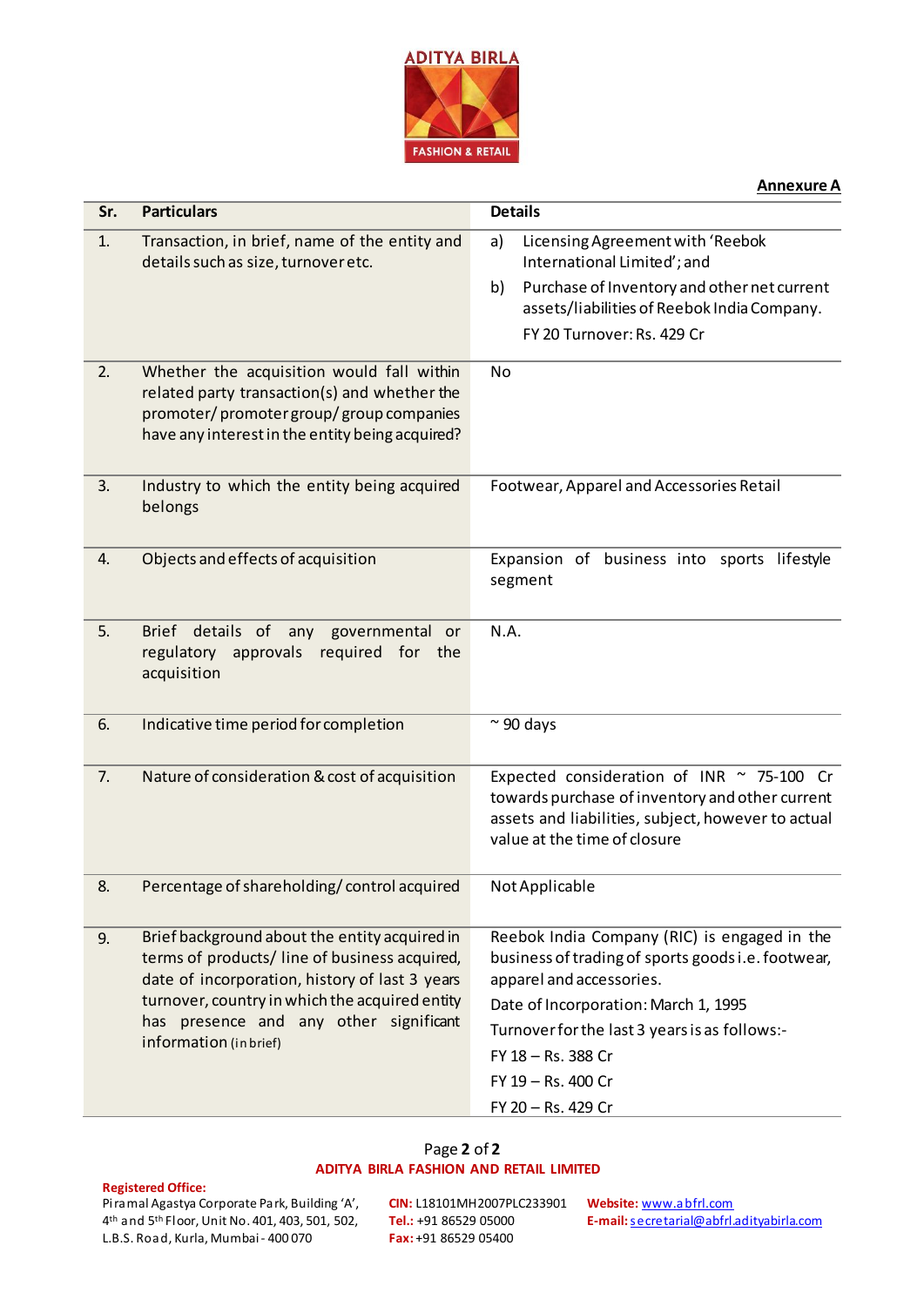**Annexure A**

| Sr. | Particulars | Details |
|---|---|---|
| 1. | Transaction, in brief, name of the entity and details such as size, turnover etc. | a) Licensing Agreement with 'Reebok International Limited'; and<br>b) Purchase of Inventory and other net current assets/liabilities of Reebok India Company.<br>FY 20 Turnover: Rs. 429 Cr |
| 2. | Whether the acquisition would fall within related party transaction(s) and whether the promoter/ promoter group/ group companies have any interest in the entity being acquired? | No |
| 3. | Industry to which the entity being acquired belongs | Footwear, Apparel and Accessories Retail |
| 4. | Objects and effects of acquisition | Expansion of business into sports lifestyle segment |
| 5. | Brief details of any governmental or regulatory approvals required for the acquisition | N.A. |
| 6. | Indicative time period for completion | ~ 90 days |
| 7. | Nature of consideration & cost of acquisition | Expected consideration of INR ~ 75-100 Cr towards purchase of inventory and other current assets and liabilities, subject, however to actual value at the time of closure |
| 8. | Percentage of shareholding/ control acquired | Not Applicable |
| 9. | Brief background about the entity acquired in terms of products/ line of business acquired, date of incorporation, history of last 3 years turnover, country in which the acquired entity has presence and any other significant information (in brief) | Reebok India Company (RIC) is engaged in the business of trading of sports goods i.e. footwear, apparel and accessories.<br>Date of Incorporation: March 1, 1995<br>Turnover for the last 3 years is as follows:-<br>FY 18 – Rs. 388 Cr<br>FY 19 – Rs. 400 Cr<br>FY 20 – Rs. 429 Cr |

**ADITYA BIRLA FASHION AND RETAIL LIMITED**

**Registered Office:**
Piramal Agastya Corporate Park, Building 'A', 4th and 5th Floor, Unit No. 401, 403, 501, 502, L.B.S. Road, Kurla, Mumbai - 400 070

**CIN:** L18101MH2007PLC233901
**Tel.:** +91 86529 05000
**Fax:** +91 86529 05400

**Website:** www.abfrl.com
**E-mail:** secretarial@abfrl.adityabirla.com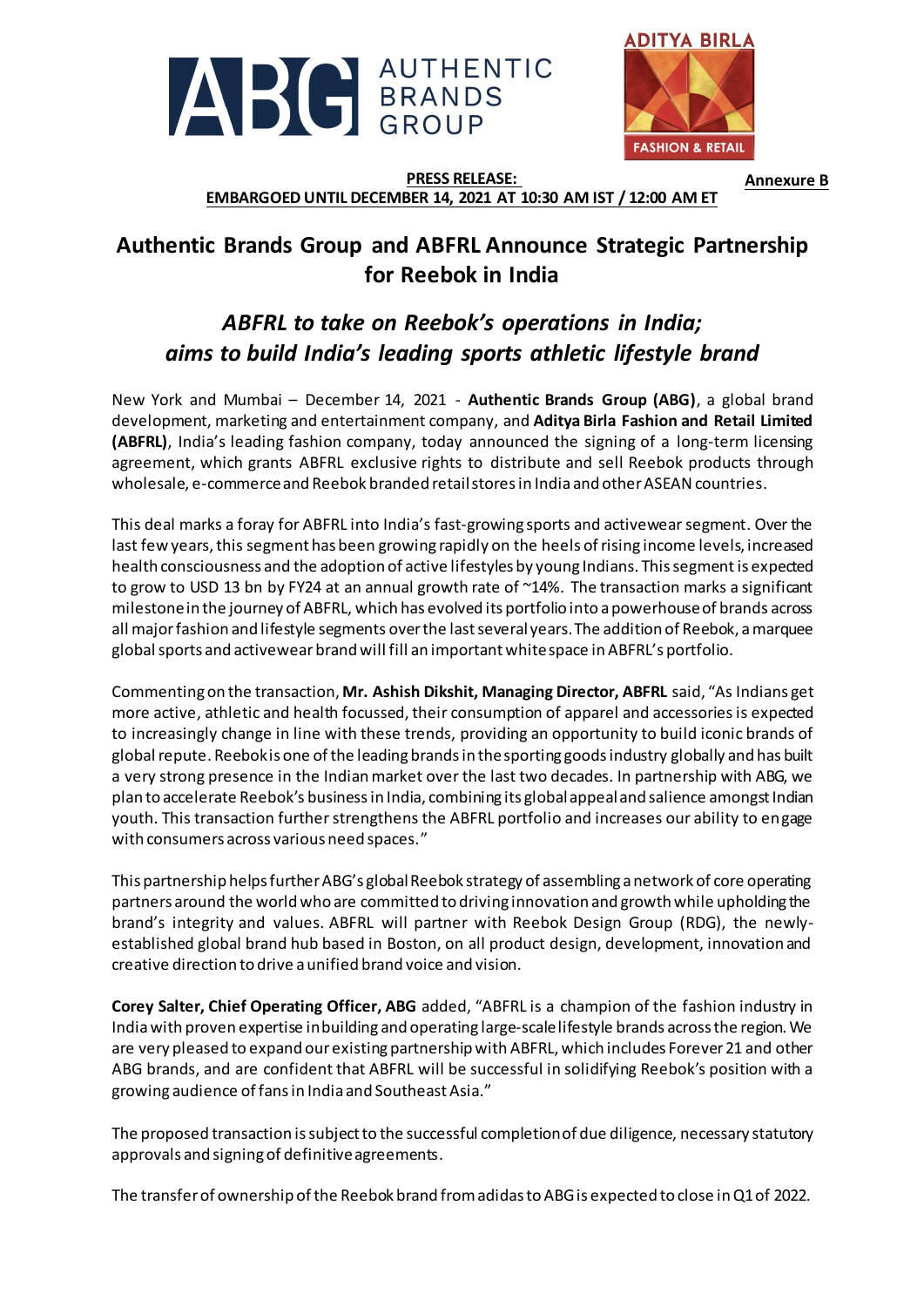**PRESS RELEASE:** **Annexure B**
**EMBARGOED UNTIL DECEMBER 14, 2021 AT 10:30 AM IST / 12:00 AM ET**

# Authentic Brands Group and ABFRL Announce Strategic Partnership for Reebok in India

## *ABFRL to take on Reebok's operations in India; aims to build India's leading sports athletic lifestyle brand*

New York and Mumbai – December 14, 2021 - **Authentic Brands Group (ABG)**, a global brand development, marketing and entertainment company, and **Aditya Birla Fashion and Retail Limited (ABFRL)**, India's leading fashion company, today announced the signing of a long-term licensing agreement, which grants ABFRL exclusive rights to distribute and sell Reebok products through wholesale, e-commerce and Reebok branded retail stores in India and other ASEAN countries.

This deal marks a foray for ABFRL into India's fast-growing sports and activewear segment. Over the last few years, this segment has been growing rapidly on the heels of rising income levels, increased health consciousness and the adoption of active lifestyles by young Indians. This segment is expected to grow to USD 13 bn by FY24 at an annual growth rate of ~14%. The transaction marks a significant milestone in the journey of ABFRL, which has evolved its portfolio into a powerhouse of brands across all major fashion and lifestyle segments over the last several years. The addition of Reebok, a marquee global sports and activewear brand will fill an important white space in ABFRL's portfolio.

Commenting on the transaction, **Mr. Ashish Dikshit, Managing Director, ABFRL** said, "As Indians get more active, athletic and health focussed, their consumption of apparel and accessories is expected to increasingly change in line with these trends, providing an opportunity to build iconic brands of global repute. Reebok is one of the leading brands in the sporting goods industry globally and has built a very strong presence in the Indian market over the last two decades. In partnership with ABG, we plan to accelerate Reebok's business in India, combining its global appeal and salience amongst Indian youth. This transaction further strengthens the ABFRL portfolio and increases our ability to engage with consumers across various need spaces."

This partnership helps further ABG's global Reebok strategy of assembling a network of core operating partners around the world who are committed to driving innovation and growth while upholding the brand's integrity and values. ABFRL will partner with Reebok Design Group (RDG), the newly-established global brand hub based in Boston, on all product design, development, innovation and creative direction to drive a unified brand voice and vision.

**Corey Salter, Chief Operating Officer, ABG** added, "ABFRL is a champion of the fashion industry in India with proven expertise in building and operating large-scale lifestyle brands across the region. We are very pleased to expand our existing partnership with ABFRL, which includes Forever 21 and other ABG brands, and are confident that ABFRL will be successful in solidifying Reebok's position with a growing audience of fans in India and Southeast Asia."

The proposed transaction is subject to the successful completion of due diligence, necessary statutory approvals and signing of definitive agreements.

The transfer of ownership of the Reebok brand from adidas to ABG is expected to close in Q1 of 2022.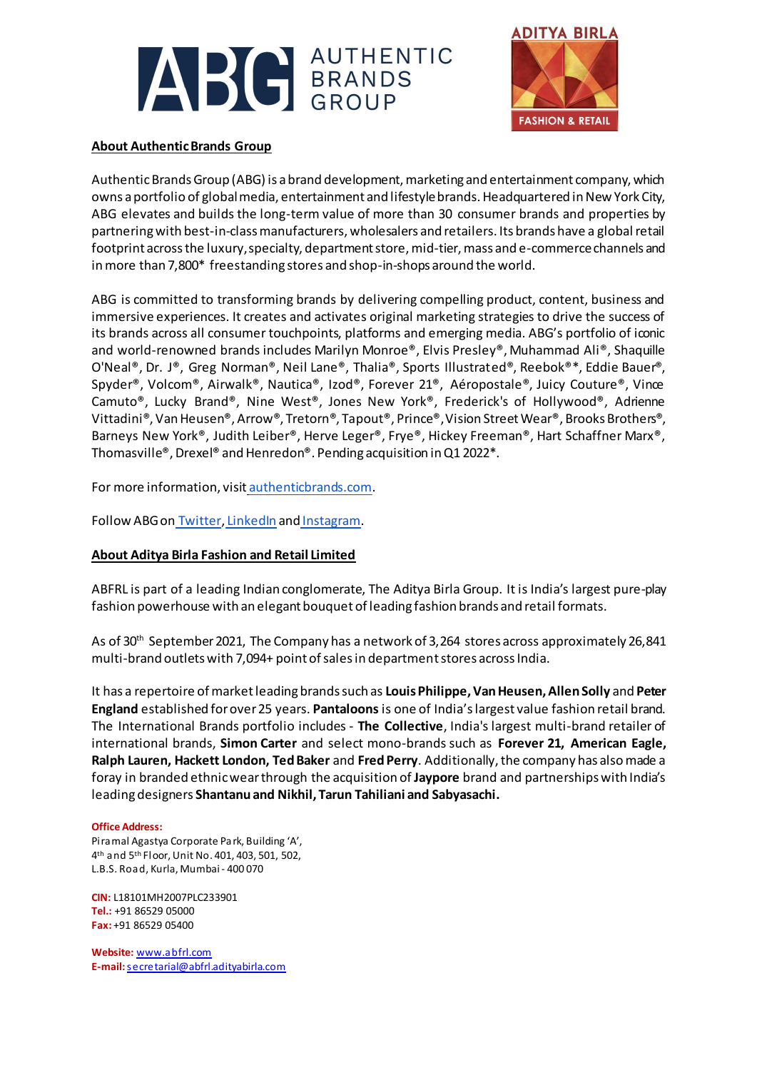## About Authentic Brands Group

Authentic Brands Group (ABG) is a brand development, marketing and entertainment company, which owns a portfolio of global media, entertainment and lifestyle brands. Headquartered in New York City, ABG elevates and builds the long-term value of more than 30 consumer brands and properties by partnering with best-in-class manufacturers, wholesalers and retailers. Its brands have a global retail footprint across the luxury, specialty, department store, mid-tier, mass and e-commerce channels and in more than 7,800* freestanding stores and shop-in-shops around the world.

ABG is committed to transforming brands by delivering compelling product, content, business and immersive experiences. It creates and activates original marketing strategies to drive the success of its brands across all consumer touchpoints, platforms and emerging media. ABG's portfolio of iconic and world-renowned brands includes Marilyn Monroe®, Elvis Presley®, Muhammad Ali®, Shaquille O'Neal®, Dr. J®, Greg Norman®, Neil Lane®, Thalia®, Sports Illustrated®, Reebok®*, Eddie Bauer®, Spyder®, Volcom®, Airwalk®, Nautica®, Izod®, Forever 21®, Aéropostale®, Juicy Couture®, Vince Camuto®, Lucky Brand®, Nine West®, Jones New York®, Frederick's of Hollywood®, Adrienne Vittadini®, Van Heusen®, Arrow®, Tretorn®, Tapout®, Prince®, Vision Street Wear®, Brooks Brothers®, Barneys New York®, Judith Leiber®, Herve Leger®, Frye®, Hickey Freeman®, Hart Schaffner Marx®, Thomasville®, Drexel® and Henredon®. Pending acquisition in Q1 2022*.

For more information, visit authenticbrands.com.

Follow ABG on Twitter, LinkedIn and Instagram.

## About Aditya Birla Fashion and Retail Limited

ABFRL is part of a leading Indian conglomerate, The Aditya Birla Group. It is India's largest pure-play fashion powerhouse with an elegant bouquet of leading fashion brands and retail formats.

As of 30th September 2021, The Company has a network of 3,264 stores across approximately 26,841 multi-brand outlets with 7,094+ point of sales in department stores across India.

It has a repertoire of market leading brands such as **Louis Philippe, Van Heusen, Allen Solly** and **Peter England** established for over 25 years. **Pantaloons** is one of India's largest value fashion retail brand. The International Brands portfolio includes - **The Collective**, India's largest multi-brand retailer of international brands, **Simon Carter** and select mono-brands such as **Forever 21, American Eagle, Ralph Lauren, Hackett London, Ted Baker** and **Fred Perry**. Additionally, the company has also made a foray in branded ethnic wear through the acquisition of **Jaypore** brand and partnerships with India's leading designers **Shantanu and Nikhil, Tarun Tahiliani and Sabyasachi.**

**Office Address:**
Piramal Agastya Corporate Park, Building 'A',
4th and 5th Floor, Unit No. 401, 403, 501, 502,
L.B.S. Road, Kurla, Mumbai - 400 070

**CIN:** L18101MH2007PLC233901
**Tel.:** +91 86529 05000
**Fax:** +91 86529 05400

**Website:** www.abfrl.com
**E-mail:** secretarial@abfrl.adityabirla.com